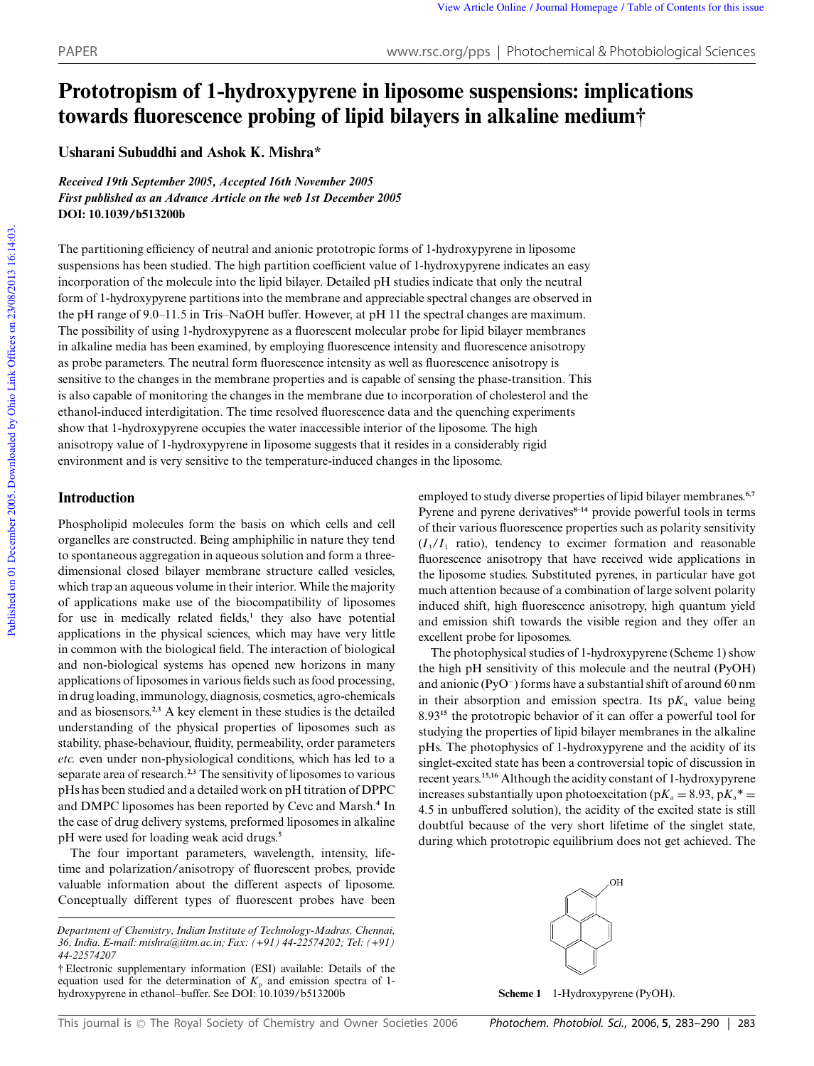# Prototropism of 1-hydroxypyrene in liposome suspensions: implications towards fluorescence probing of lipid bilayers in alkaline medium†

**Usharani Subuddhi and Ashok K. Mishra***

*Received 19th September 2005, Accepted 16th November 2005*
*First published as an Advance Article on the web 1st December 2005*
**DOI: 10.1039/b513200b**

The partitioning efficiency of neutral and anionic prototropic forms of 1-hydroxypyrene in liposome suspensions has been studied. The high partition coefficient value of 1-hydroxypyrene indicates an easy incorporation of the molecule into the lipid bilayer. Detailed pH studies indicate that only the neutral form of 1-hydroxypyrene partitions into the membrane and appreciable spectral changes are observed in the pH range of 9.0–11.5 in Tris–NaOH buffer. However, at pH 11 the spectral changes are maximum. The possibility of using 1-hydroxypyrene as a fluorescent molecular probe for lipid bilayer membranes in alkaline media has been examined, by employing fluorescence intensity and fluorescence anisotropy as probe parameters. The neutral form fluorescence intensity as well as fluorescence anisotropy is sensitive to the changes in the membrane properties and is capable of sensing the phase-transition. This is also capable of monitoring the changes in the membrane due to incorporation of cholesterol and the ethanol-induced interdigitation. The time resolved fluorescence data and the quenching experiments show that 1-hydroxypyrene occupies the water inaccessible interior of the liposome. The high anisotropy value of 1-hydroxypyrene in liposome suggests that it resides in a considerably rigid environment and is very sensitive to the temperature-induced changes in the liposome.

## Introduction

Phospholipid molecules form the basis on which cells and cell organelles are constructed. Being amphiphilic in nature they tend to spontaneous aggregation in aqueous solution and form a three-dimensional closed bilayer membrane structure called vesicles, which trap an aqueous volume in their interior. While the majority of applications make use of the biocompatibility of liposomes for use in medically related fields,[1] they also have potential applications in the physical sciences, which may have very little in common with the biological field. The interaction of biological and non-biological systems has opened new horizons in many applications of liposomes in various fields such as food processing, in drug loading, immunology, diagnosis, cosmetics, agro-chemicals and as biosensors.[2,3] A key element in these studies is the detailed understanding of the physical properties of liposomes such as stability, phase-behaviour, fluidity, permeability, order parameters *etc.* even under non-physiological conditions, which has led to a separate area of research.[2,3] The sensitivity of liposomes to various pHs has been studied and a detailed work on pH titration of DPPC and DMPC liposomes has been reported by Cevc and Marsh.[4] In the case of drug delivery systems, preformed liposomes in alkaline pH were used for loading weak acid drugs.[5]

The four important parameters, wavelength, intensity, lifetime and polarization/anisotropy of fluorescent probes, provide valuable information about the different aspects of liposome. Conceptually different types of fluorescent probes have been employed to study diverse properties of lipid bilayer membranes.[6,7] Pyrene and pyrene derivatives[8–14] provide powerful tools in terms of their various fluorescence properties such as polarity sensitivity ($I_3/I_1$ ratio), tendency to excimer formation and reasonable fluorescence anisotropy that have received wide applications in the liposome studies. Substituted pyrenes, in particular have got much attention because of a combination of large solvent polarity induced shift, high fluorescence anisotropy, high quantum yield and emission shift towards the visible region and they offer an excellent probe for liposomes.

The photophysical studies of 1-hydroxypyrene (Scheme 1) show the high pH sensitivity of this molecule and the neutral (PyOH) and anionic (PyO$^-$) forms have a substantial shift of around 60 nm in their absorption and emission spectra. Its p$K_a$ value being 8.93[15] the prototropic behavior of it can offer a powerful tool for studying the properties of lipid bilayer membranes in the alkaline pHs. The photophysics of 1-hydroxypyrene and the acidity of its singlet-excited state has been a controversial topic of discussion in recent years.[15,16] Although the acidity constant of 1-hydroxypyrene increases substantially upon photoexcitation (p$K_a$ = 8.93, p$K_a$* = 4.5 in unbuffered solution), the acidity of the excited state is still doubtful because of the very short lifetime of the singlet state, during which prototropic equilibrium does not get achieved. The

**Scheme 1** 1-Hydroxypyrene (PyOH).

*Department of Chemistry, Indian Institute of Technology-Madras, Chennai, 36, India. E-mail: mishra@iitm.ac.in; Fax: (+91) 44-22574202; Tel: (+91) 44-22574207*

† Electronic supplementary information (ESI) available: Details of the equation used for the determination of $K_p$ and emission spectra of 1-hydroxypyrene in ethanol–buffer. See DOI: 10.1039/b513200b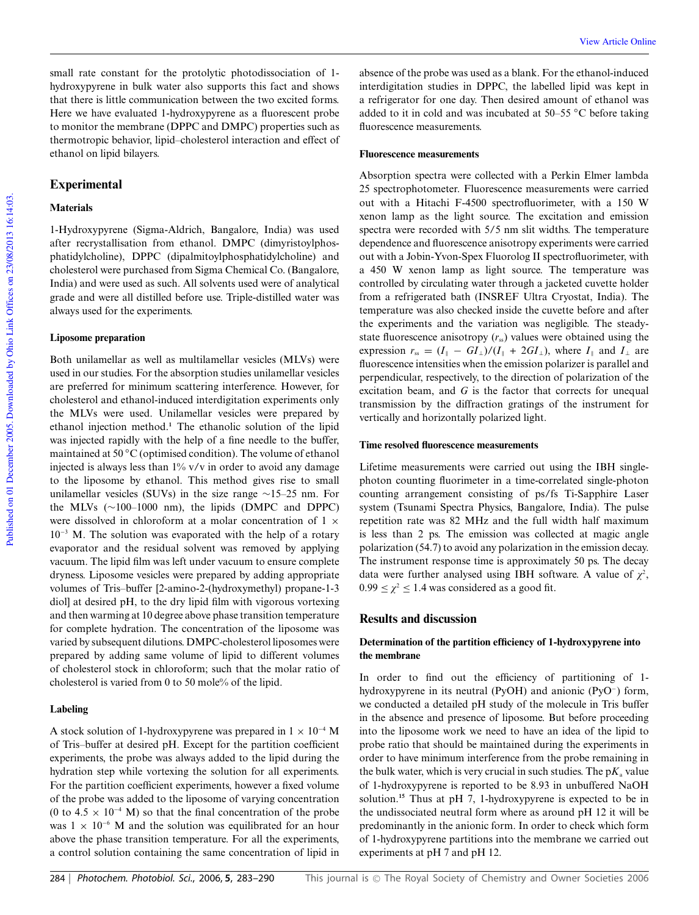small rate constant for the protolytic photodissociation of 1-hydroxypyrene in bulk water also supports this fact and shows that there is little communication between the two excited forms. Here we have evaluated 1-hydroxypyrene as a fluorescent probe to monitor the membrane (DPPC and DMPC) properties such as thermotropic behavior, lipid–cholesterol interaction and effect of ethanol on lipid bilayers.

## Experimental

### Materials

1-Hydroxypyrene (Sigma-Aldrich, Bangalore, India) was used after recrystallisation from ethanol. DMPC (dimyristoylphosphatidylcholine), DPPC (dipalmitoylphosphatidylcholine) and cholesterol were purchased from Sigma Chemical Co. (Bangalore, India) and were used as such. All solvents used were of analytical grade and were all distilled before use. Triple-distilled water was always used for the experiments.

### Liposome preparation

Both unilamellar as well as multilamellar vesicles (MLVs) were used in our studies. For the absorption studies unilamellar vesicles are preferred for minimum scattering interference. However, for cholesterol and ethanol-induced interdigitation experiments only the MLVs were used. Unilamellar vesicles were prepared by ethanol injection method.[1] The ethanolic solution of the lipid was injected rapidly with the help of a fine needle to the buffer, maintained at 50 °C (optimised condition). The volume of ethanol injected is always less than 1% v/v in order to avoid any damage to the liposome by ethanol. This method gives rise to small unilamellar vesicles (SUVs) in the size range ~15–25 nm. For the MLVs (~100–1000 nm), the lipids (DMPC and DPPC) were dissolved in chloroform at a molar concentration of $1 \times 10^{-3}$ M. The solution was evaporated with the help of a rotary evaporator and the residual solvent was removed by applying vacuum. The lipid film was left under vacuum to ensure complete dryness. Liposome vesicles were prepared by adding appropriate volumes of Tris–buffer [2-amino-2-(hydroxymethyl) propane-1-3 diol] at desired pH, to the dry lipid film with vigorous vortexing and then warming at 10 degree above phase transition temperature for complete hydration. The concentration of the liposome was varied by subsequent dilutions. DMPC-cholesterol liposomes were prepared by adding same volume of lipid to different volumes of cholesterol stock in chloroform; such that the molar ratio of cholesterol is varied from 0 to 50 mole% of the lipid.

### Labeling

A stock solution of 1-hydroxypyrene was prepared in $1 \times 10^{-4}$ M of Tris–buffer at desired pH. Except for the partition coefficient experiments, the probe was always added to the lipid during the hydration step while vortexing the solution for all experiments. For the partition coefficient experiments, however a fixed volume of the probe was added to the liposome of varying concentration (0 to $4.5 \times 10^{-4}$ M) so that the final concentration of the probe was $1 \times 10^{-6}$ M and the solution was equilibrated for an hour above the phase transition temperature. For all the experiments, a control solution containing the same concentration of lipid in absence of the probe was used as a blank. For the ethanol-induced interdigitation studies in DPPC, the labelled lipid was kept in a refrigerator for one day. Then desired amount of ethanol was added to it in cold and was incubated at 50–55 °C before taking fluorescence measurements.

### Fluorescence measurements

Absorption spectra were collected with a Perkin Elmer lambda 25 spectrophotometer. Fluorescence measurements were carried out with a Hitachi F-4500 spectrofluorimeter, with a 150 W xenon lamp as the light source. The excitation and emission spectra were recorded with 5/5 nm slit widths. The temperature dependence and fluorescence anisotropy experiments were carried out with a Jobin-Yvon-Spex Fluorolog II spectrofluorimeter, with a 450 W xenon lamp as light source. The temperature was controlled by circulating water through a jacketed cuvette holder from a refrigerated bath (INSREF Ultra Cryostat, India). The temperature was also checked inside the cuvette before and after the experiments and the variation was negligible. The steady-state fluorescence anisotropy ($r_{ss}$) values were obtained using the expression $r_{ss} = (I_{\parallel} - GI_{\perp})/(I_{\parallel} + 2GI_{\perp})$, where $I_{\parallel}$ and $I_{\perp}$ are fluorescence intensities when the emission polarizer is parallel and perpendicular, respectively, to the direction of polarization of the excitation beam, and $G$ is the factor that corrects for unequal transmission by the diffraction gratings of the instrument for vertically and horizontally polarized light.

### Time resolved fluorescence measurements

Lifetime measurements were carried out using the IBH single-photon counting fluorimeter in a time-correlated single-photon counting arrangement consisting of ps/fs Ti-Sapphire Laser system (Tsunami Spectra Physics, Bangalore, India). The pulse repetition rate was 82 MHz and the full width half maximum is less than 2 ps. The emission was collected at magic angle polarization (54.7) to avoid any polarization in the emission decay. The instrument response time is approximately 50 ps. The decay data were further analysed using IBH software. A value of $\chi^2$, $0.99 \leq \chi^2 \leq 1.4$ was considered as a good fit.

## Results and discussion

### Determination of the partition efficiency of 1-hydroxypyrene into the membrane

In order to find out the efficiency of partitioning of 1-hydroxypyrene in its neutral (PyOH) and anionic ($PyO^-$) form, we conducted a detailed pH study of the molecule in Tris buffer in the absence and presence of liposome. But before proceeding into the liposome work we need to have an idea of the lipid to probe ratio that should be maintained during the experiments in order to have minimum interference from the probe remaining in the bulk water, which is very crucial in such studies. The p$K_a$ value of 1-hydroxypyrene is reported to be 8.93 in unbuffered NaOH solution.[15] Thus at pH 7, 1-hydroxypyrene is expected to be in the undissociated neutral form where as around pH 12 it will be predominantly in the anionic form. In order to check which form of 1-hydroxypyrene partitions into the membrane we carried out experiments at pH 7 and pH 12.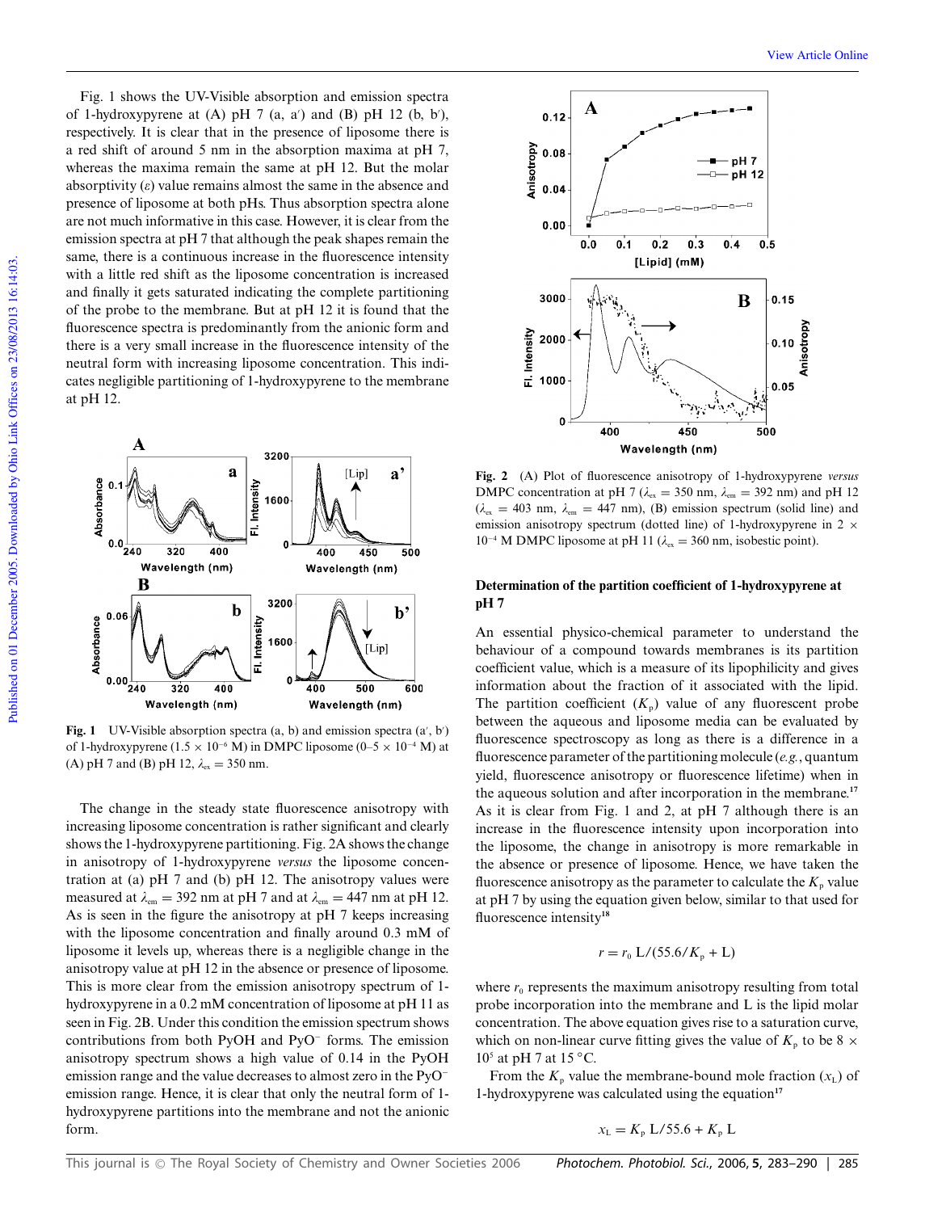Fig. 1 shows the UV-Visible absorption and emission spectra of 1-hydroxypyrene at (A) pH 7 (a, a′) and (B) pH 12 (b, b′), respectively. It is clear that in the presence of liposome there is a red shift of around 5 nm in the absorption maxima at pH 7, whereas the maxima remain the same at pH 12. But the molar absorptivity ($\varepsilon$) value remains almost the same in the absence and presence of liposome at both pHs. Thus absorption spectra alone are not much informative in this case. However, it is clear from the emission spectra at pH 7 that although the peak shapes remain the same, there is a continuous increase in the fluorescence intensity with a little red shift as the liposome concentration is increased and finally it gets saturated indicating the complete partitioning of the probe to the membrane. But at pH 12 it is found that the fluorescence spectra is predominantly from the anionic form and there is a very small increase in the fluorescence intensity of the neutral form with increasing liposome concentration. This indicates negligible partitioning of 1-hydroxypyrene to the membrane at pH 12.

**Fig. 1** UV-Visible absorption spectra (a, b) and emission spectra (a′, b′) of 1-hydroxypyrene ($1.5 \times 10^{-6}$ M) in DMPC liposome ($0–5 \times 10^{-4}$ M) at (A) pH 7 and (B) pH 12, $\lambda_{ex} = 350$ nm.

The change in the steady state fluorescence anisotropy with increasing liposome concentration is rather significant and clearly shows the 1-hydroxypyrene partitioning. Fig. 2A shows the change in anisotropy of 1-hydroxypyrene *versus* the liposome concentration at (a) pH 7 and (b) pH 12. The anisotropy values were measured at $\lambda_{em} = 392$ nm at pH 7 and at $\lambda_{em} = 447$ nm at pH 12. As is seen in the figure the anisotropy at pH 7 keeps increasing with the liposome concentration and finally around 0.3 mM of liposome it levels up, whereas there is a negligible change in the anisotropy value at pH 12 in the absence or presence of liposome. This is more clear from the emission anisotropy spectrum of 1-hydroxypyrene in a 0.2 mM concentration of liposome at pH 11 as seen in Fig. 2B. Under this condition the emission spectrum shows contributions from both PyOH and $PyO^-$ forms. The emission anisotropy spectrum shows a high value of 0.14 in the PyOH emission range and the value decreases to almost zero in the $PyO^-$ emission range. Hence, it is clear that only the neutral form of 1-hydroxypyrene partitions into the membrane and not the anionic form.

**Fig. 2** (A) Plot of fluorescence anisotropy of 1-hydroxypyrene *versus* DMPC concentration at pH 7 ($\lambda_{ex} = 350$ nm, $\lambda_{em} = 392$ nm) and pH 12 ($\lambda_{ex} = 403$ nm, $\lambda_{em} = 447$ nm), (B) emission spectrum (solid line) and emission anisotropy spectrum (dotted line) of 1-hydroxypyrene in $2 \times 10^{-4}$ M DMPC liposome at pH 11 ($\lambda_{ex} = 360$ nm, isobestic point).

### Determination of the partition coefficient of 1-hydroxypyrene at pH 7

An essential physico-chemical parameter to understand the behaviour of a compound towards membranes is its partition coefficient value, which is a measure of its lipophilicity and gives information about the fraction of it associated with the lipid. The partition coefficient ($K_p$) value of any fluorescent probe between the aqueous and liposome media can be evaluated by fluorescence spectroscopy as long as there is a difference in a fluorescence parameter of the partitioning molecule (*e.g.*, quantum yield, fluorescence anisotropy or fluorescence lifetime) when in the aqueous solution and after incorporation in the membrane.[17] As it is clear from Fig. 1 and 2, at pH 7 although there is an increase in the fluorescence intensity upon incorporation into the liposome, the change in anisotropy is more remarkable in the absence or presence of liposome. Hence, we have taken the fluorescence anisotropy as the parameter to calculate the $K_p$ value at pH 7 by using the equation given below, similar to that used for fluorescence intensity[18]

$$r = r_0\, \mathrm{L}/(55.6/K_p + \mathrm{L})$$

where $r_0$ represents the maximum anisotropy resulting from total probe incorporation into the membrane and L is the lipid molar concentration. The above equation gives rise to a saturation curve, which on non-linear curve fitting gives the value of $K_p$ to be $8 \times 10^5$ at pH 7 at 15 °C.

From the $K_p$ value the membrane-bound mole fraction ($x_L$) of 1-hydroxypyrene was calculated using the equation[17]

$$x_L = K_p\, \mathrm{L}/55.6 + K_p\, \mathrm{L}$$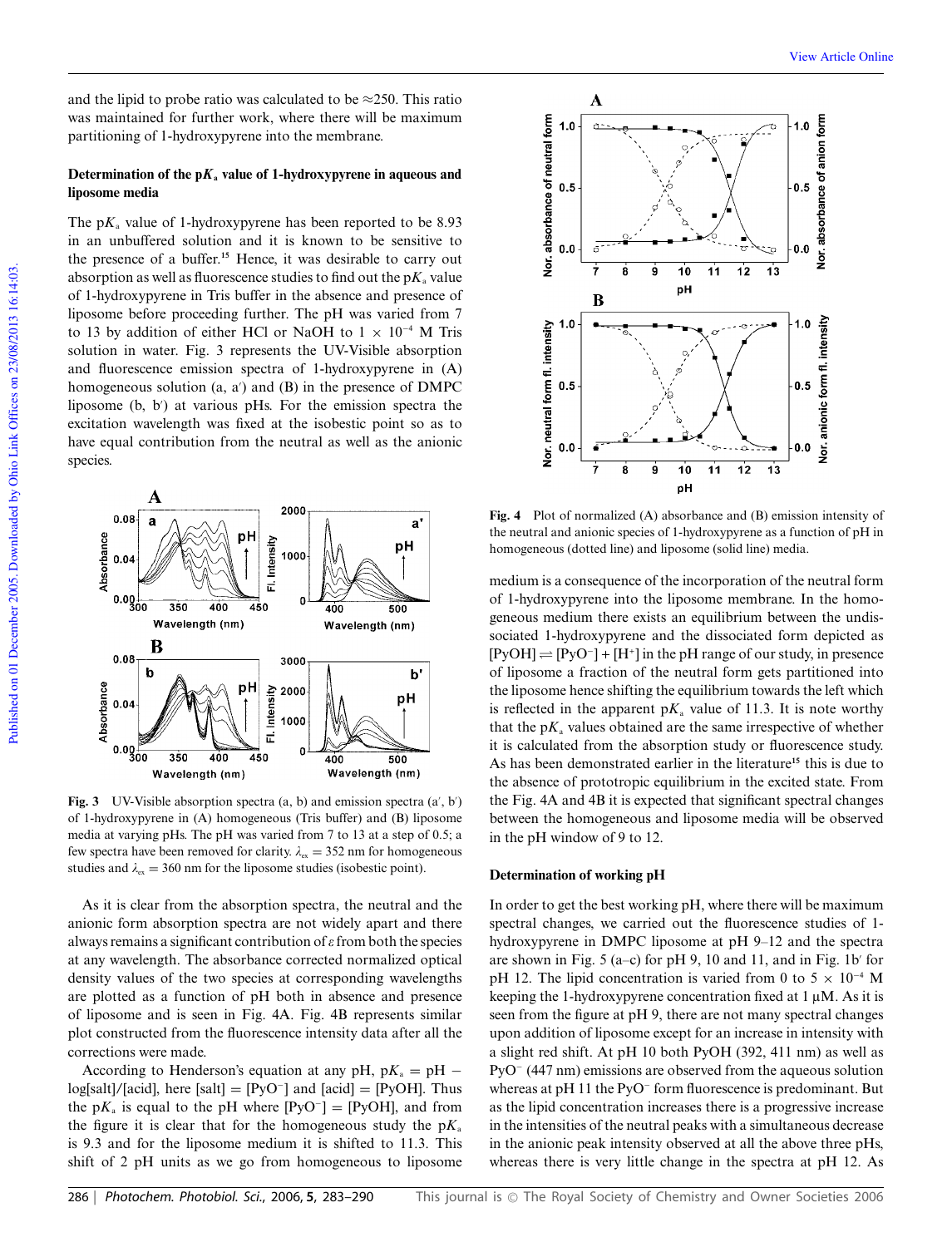and the lipid to probe ratio was calculated to be ≈250. This ratio was maintained for further work, where there will be maximum partitioning of 1-hydroxypyrene into the membrane.

### Determination of the p$K_a$ value of 1-hydroxypyrene in aqueous and liposome media

The p$K_a$ value of 1-hydroxypyrene has been reported to be 8.93 in an unbuffered solution and it is known to be sensitive to the presence of a buffer.[15] Hence, it was desirable to carry out absorption as well as fluorescence studies to find out the p$K_a$ value of 1-hydroxypyrene in Tris buffer in the absence and presence of liposome before proceeding further. The pH was varied from 7 to 13 by addition of either HCl or NaOH to $1 \times 10^{-4}$ M Tris solution in water. Fig. 3 represents the UV-Visible absorption and fluorescence emission spectra of 1-hydroxypyrene in (A) homogeneous solution (a, a′) and (B) in the presence of DMPC liposome (b, b′) at various pHs. For the emission spectra the excitation wavelength was fixed at the isobestic point so as to have equal contribution from the neutral as well as the anionic species.

**Fig. 3** UV-Visible absorption spectra (a, b) and emission spectra (a′, b′) of 1-hydroxypyrene in (A) homogeneous (Tris buffer) and (B) liposome media at varying pHs. The pH was varied from 7 to 13 at a step of 0.5; a few spectra have been removed for clarity. $\lambda_{ex} = 352$ nm for homogeneous studies and $\lambda_{ex} = 360$ nm for the liposome studies (isobestic point).

As it is clear from the absorption spectra, the neutral and the anionic form absorption spectra are not widely apart and there always remains a significant contribution of $\varepsilon$ from both the species at any wavelength. The absorbance corrected normalized optical density values of the two species at corresponding wavelengths are plotted as a function of pH both in absence and presence of liposome and is seen in Fig. 4A. Fig. 4B represents similar plot constructed from the fluorescence intensity data after all the corrections were made.

According to Henderson's equation at any pH, p$K_a$ = pH − log[salt]/[acid], here [salt] = [PyO$^-$] and [acid] = [PyOH]. Thus the p$K_a$ is equal to the pH where [PyO$^-$] = [PyOH], and from the figure it is clear that for the homogeneous study the p$K_a$ is 9.3 and for the liposome medium it is shifted to 11.3. This shift of 2 pH units as we go from homogeneous to liposome medium is a consequence of the incorporation of the neutral form of 1-hydroxypyrene into the liposome membrane. In the homogeneous medium there exists an equilibrium between the undissociated 1-hydroxypyrene and the dissociated form depicted as [PyOH] ⇌ [PyO$^-$] + [H$^+$] in the pH range of our study, in presence of liposome a fraction of the neutral form gets partitioned into the liposome hence shifting the equilibrium towards the left which is reflected in the apparent p$K_a$ value of 11.3. It is note worthy that the p$K_a$ values obtained are the same irrespective of whether it is calculated from the absorption study or fluorescence study. As has been demonstrated earlier in the literature[15] this is due to the absence of prototropic equilibrium in the excited state. From the Fig. 4A and 4B it is expected that significant spectral changes between the homogeneous and liposome media will be observed in the pH window of 9 to 12.

**Fig. 4** Plot of normalized (A) absorbance and (B) emission intensity of the neutral and anionic species of 1-hydroxypyrene as a function of pH in homogeneous (dotted line) and liposome (solid line) media.

### Determination of working pH

In order to get the best working pH, where there will be maximum spectral changes, we carried out the fluorescence studies of 1-hydroxypyrene in DMPC liposome at pH 9–12 and the spectra are shown in Fig. 5 (a–c) for pH 9, 10 and 11, and in Fig. 1b′ for pH 12. The lipid concentration is varied from 0 to $5 \times 10^{-4}$ M keeping the 1-hydroxypyrene concentration fixed at 1 μM. As it is seen from the figure at pH 9, there are not many spectral changes upon addition of liposome except for an increase in intensity with a slight red shift. At pH 10 both PyOH (392, 411 nm) as well as PyO$^-$ (447 nm) emissions are observed from the aqueous solution whereas at pH 11 the PyO$^-$ form fluorescence is predominant. But as the lipid concentration increases there is a progressive increase in the intensities of the neutral peaks with a simultaneous decrease in the anionic peak intensity observed at all the above three pHs, whereas there is very little change in the spectra at pH 12. As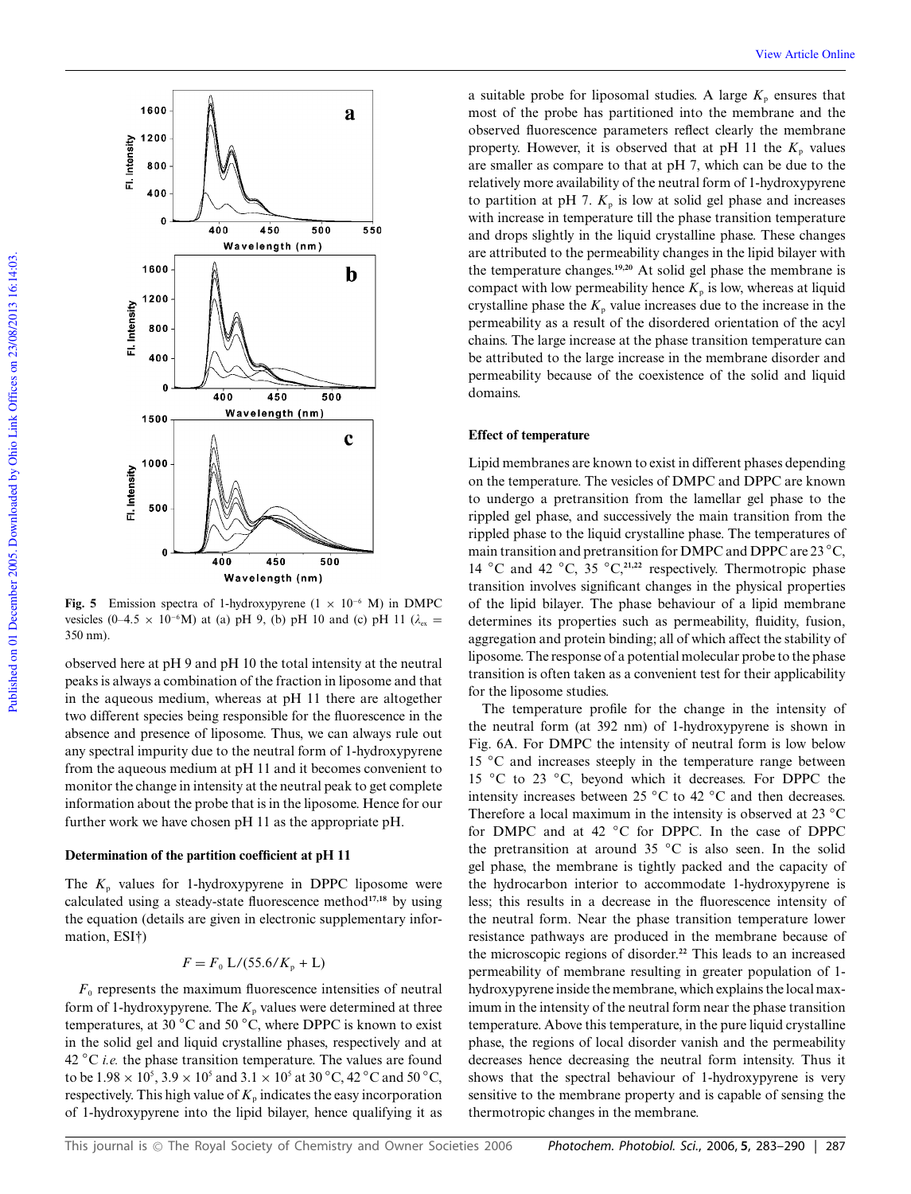Fig. 5 Emission spectra of 1-hydroxypyrene ($1 \times 10^{-6}$ M) in DMPC vesicles ($0–4.5 \times 10^{-6}$M) at (a) pH 9, (b) pH 10 and (c) pH 11 ($\lambda_{ex}$ = 350 nm).

observed here at pH 9 and pH 10 the total intensity at the neutral peaks is always a combination of the fraction in liposome and that in the aqueous medium, whereas at pH 11 there are altogether two different species being responsible for the fluorescence in the absence and presence of liposome. Thus, we can always rule out any spectral impurity due to the neutral form of 1-hydroxypyrene from the aqueous medium at pH 11 and it becomes convenient to monitor the change in intensity at the neutral peak to get complete information about the probe that is in the liposome. Hence for our further work we have chosen pH 11 as the appropriate pH.

### Determination of the partition coefficient at pH 11

The $K_p$ values for 1-hydroxypyrene in DPPC liposome were calculated using a steady-state fluorescence method[17,18] by using the equation (details are given in electronic supplementary information, ESI†)

$$F = F_0\, L/(55.6/K_p + L)$$

$F_0$ represents the maximum fluorescence intensities of neutral form of 1-hydroxypyrene. The $K_p$ values were determined at three temperatures, at 30 °C and 50 °C, where DPPC is known to exist in the solid gel and liquid crystalline phases, respectively and at 42 °C *i.e.* the phase transition temperature. The values are found to be $1.98 \times 10^5$, $3.9 \times 10^5$ and $3.1 \times 10^5$ at 30 °C, 42 °C and 50 °C, respectively. This high value of $K_p$ indicates the easy incorporation of 1-hydroxypyrene into the lipid bilayer, hence qualifying it as a suitable probe for liposomal studies. A large $K_p$ ensures that most of the probe has partitioned into the membrane and the observed fluorescence parameters reflect clearly the membrane property. However, it is observed that at pH 11 the $K_p$ values are smaller as compare to that at pH 7, which can be due to the relatively more availability of the neutral form of 1-hydroxypyrene to partition at pH 7. $K_p$ is low at solid gel phase and increases with increase in temperature till the phase transition temperature and drops slightly in the liquid crystalline phase. These changes are attributed to the permeability changes in the lipid bilayer with the temperature changes.[19,20] At solid gel phase the membrane is compact with low permeability hence $K_p$ is low, whereas at liquid crystalline phase the $K_p$ value increases due to the increase in the permeability as a result of the disordered orientation of the acyl chains. The large increase at the phase transition temperature can be attributed to the large increase in the membrane disorder and permeability because of the coexistence of the solid and liquid domains.

### Effect of temperature

Lipid membranes are known to exist in different phases depending on the temperature. The vesicles of DMPC and DPPC are known to undergo a pretransition from the lamellar gel phase to the rippled gel phase, and successively the main transition from the rippled phase to the liquid crystalline phase. The temperatures of main transition and pretransition for DMPC and DPPC are 23 °C, 14 °C and 42 °C, 35 °C,[21,22] respectively. Thermotropic phase transition involves significant changes in the physical properties of the lipid bilayer. The phase behaviour of a lipid membrane determines its properties such as permeability, fluidity, fusion, aggregation and protein binding; all of which affect the stability of liposome. The response of a potential molecular probe to the phase transition is often taken as a convenient test for their applicability for the liposome studies.

The temperature profile for the change in the intensity of the neutral form (at 392 nm) of 1-hydroxypyrene is shown in Fig. 6A. For DMPC the intensity of neutral form is low below 15 °C and increases steeply in the temperature range between 15 °C to 23 °C, beyond which it decreases. For DPPC the intensity increases between 25 °C to 42 °C and then decreases. Therefore a local maximum in the intensity is observed at 23 °C for DMPC and at 42 °C for DPPC. In the case of DPPC the pretransition at around 35 °C is also seen. In the solid gel phase, the membrane is tightly packed and the capacity of the hydrocarbon interior to accommodate 1-hydroxypyrene is less; this results in a decrease in the fluorescence intensity of the neutral form. Near the phase transition temperature lower resistance pathways are produced in the membrane because of the microscopic regions of disorder.[22] This leads to an increased permeability of membrane resulting in greater population of 1-hydroxypyrene inside the membrane, which explains the local maximum in the intensity of the neutral form near the phase transition temperature. Above this temperature, in the pure liquid crystalline phase, the regions of local disorder vanish and the permeability decreases hence decreasing the neutral form intensity. Thus it shows that the spectral behaviour of 1-hydroxypyrene is very sensitive to the membrane property and is capable of sensing the thermotropic changes in the membrane.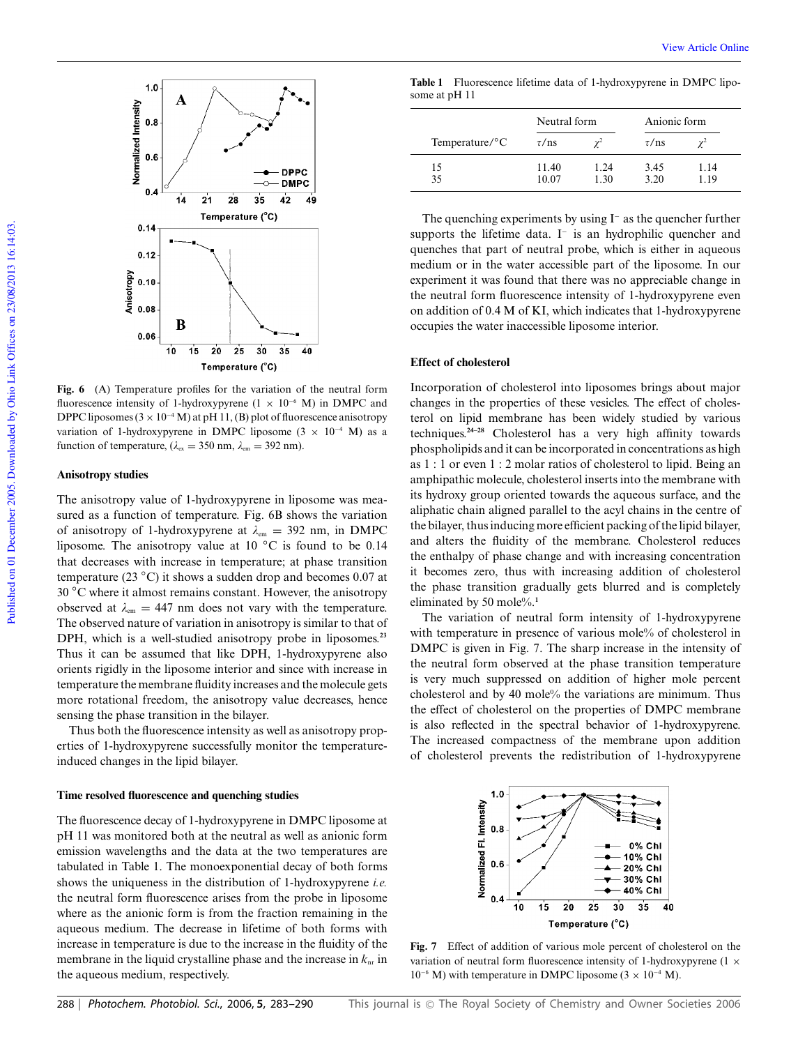Fig. 6 (A) Temperature profiles for the variation of the neutral form fluorescence intensity of 1-hydroxypyrene ($1 \times 10^{-6}$ M) in DMPC and DPPC liposomes ($3 \times 10^{-4}$ M) at pH 11, (B) plot of fluorescence anisotropy variation of 1-hydroxypyrene in DMPC liposome ($3 \times 10^{-4}$ M) as a function of temperature, ($\lambda_{ex} = 350$ nm, $\lambda_{em} = 392$ nm).

### Anisotropy studies

The anisotropy value of 1-hydroxypyrene in liposome was measured as a function of temperature. Fig. 6B shows the variation of anisotropy of 1-hydroxypyrene at $\lambda_{em} = 392$ nm, in DMPC liposome. The anisotropy value at 10 °C is found to be 0.14 that decreases with increase in temperature; at phase transition temperature (23 °C) it shows a sudden drop and becomes 0.07 at 30 °C where it almost remains constant. However, the anisotropy observed at $\lambda_{em} = 447$ nm does not vary with the temperature. The observed nature of variation in anisotropy is similar to that of DPH, which is a well-studied anisotropy probe in liposomes.[23] Thus it can be assumed that like DPH, 1-hydroxypyrene also orients rigidly in the liposome interior and since with increase in temperature the membrane fluidity increases and the molecule gets more rotational freedom, the anisotropy value decreases, hence sensing the phase transition in the bilayer.

Thus both the fluorescence intensity as well as anisotropy properties of 1-hydroxypyrene successfully monitor the temperature-induced changes in the lipid bilayer.

### Time resolved fluorescence and quenching studies

The fluorescence decay of 1-hydroxypyrene in DMPC liposome at pH 11 was monitored both at the neutral as well as anionic form emission wavelengths and the data at the two temperatures are tabulated in Table 1. The monoexponential decay of both forms shows the uniqueness in the distribution of 1-hydroxypyrene *i.e.* the neutral form fluorescence arises from the probe in liposome where as the anionic form is from the fraction remaining in the aqueous medium. The decrease in lifetime of both forms with increase in temperature is due to the increase in the fluidity of the membrane in the liquid crystalline phase and the increase in $k_{nr}$ in the aqueous medium, respectively.

**Table 1** Fluorescence lifetime data of 1-hydroxypyrene in DMPC liposome at pH 11

| | Neutral form | | Anionic form | |
|---|---|---|---|---|
| Temperature/°C | $\tau$/ns | $\chi^2$ | $\tau$/ns | $\chi^2$ |
| 15 | 11.40 | 1.24 | 3.45 | 1.14 |
| 35 | 10.07 | 1.30 | 3.20 | 1.19 |

The quenching experiments by using $I^-$ as the quencher further supports the lifetime data. $I^-$ is an hydrophilic quencher and quenches that part of neutral probe, which is either in aqueous medium or in the water accessible part of the liposome. In our experiment it was found that there was no appreciable change in the neutral form fluorescence intensity of 1-hydroxypyrene even on addition of 0.4 M of KI, which indicates that 1-hydroxypyrene occupies the water inaccessible liposome interior.

### Effect of cholesterol

Incorporation of cholesterol into liposomes brings about major changes in the properties of these vesicles. The effect of cholesterol on lipid membrane has been widely studied by various techniques.[24–28] Cholesterol has a very high affinity towards phospholipids and it can be incorporated in concentrations as high as 1 : 1 or even 1 : 2 molar ratios of cholesterol to lipid. Being an amphipathic molecule, cholesterol inserts into the membrane with its hydroxy group oriented towards the aqueous surface, and the aliphatic chain aligned parallel to the acyl chains in the centre of the bilayer, thus inducing more efficient packing of the lipid bilayer, and alters the fluidity of the membrane. Cholesterol reduces the enthalpy of phase change and with increasing concentration it becomes zero, thus with increasing addition of cholesterol the phase transition gradually gets blurred and is completely eliminated by 50 mole%.[1]

The variation of neutral form intensity of 1-hydroxypyrene with temperature in presence of various mole% of cholesterol in DMPC is given in Fig. 7. The sharp increase in the intensity of the neutral form observed at the phase transition temperature is very much suppressed on addition of higher mole percent cholesterol and by 40 mole% the variations are minimum. Thus the effect of cholesterol on the properties of DMPC membrane is also reflected in the spectral behavior of 1-hydroxypyrene. The increased compactness of the membrane upon addition of cholesterol prevents the redistribution of 1-hydroxypyrene

Fig. 7 Effect of addition of various mole percent of cholesterol on the variation of neutral form fluorescence intensity of 1-hydroxypyrene ($1 \times 10^{-6}$ M) with temperature in DMPC liposome ($3 \times 10^{-4}$ M).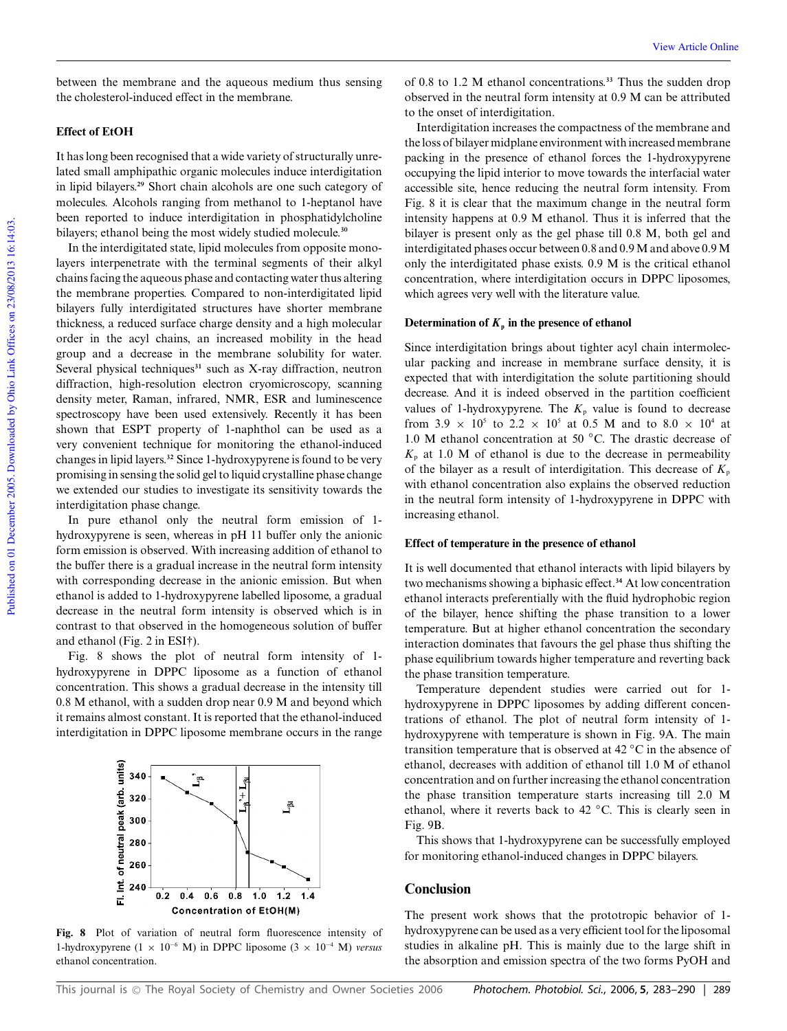between the membrane and the aqueous medium thus sensing the cholesterol-induced effect in the membrane.

### Effect of EtOH

It has long been recognised that a wide variety of structurally unrelated small amphipathic organic molecules induce interdigitation in lipid bilayers.[29] Short chain alcohols are one such category of molecules. Alcohols ranging from methanol to 1-heptanol have been reported to induce interdigitation in phosphatidylcholine bilayers; ethanol being the most widely studied molecule.[30]

In the interdigitated state, lipid molecules from opposite monolayers interpenetrate with the terminal segments of their alkyl chains facing the aqueous phase and contacting water thus altering the membrane properties. Compared to non-interdigitated lipid bilayers fully interdigitated structures have shorter membrane thickness, a reduced surface charge density and a high molecular order in the acyl chains, an increased mobility in the head group and a decrease in the membrane solubility for water. Several physical techniques[31] such as X-ray diffraction, neutron diffraction, high-resolution electron cryomicroscopy, scanning density meter, Raman, infrared, NMR, ESR and luminescence spectroscopy have been used extensively. Recently it has been shown that ESPT property of 1-naphthol can be used as a very convenient technique for monitoring the ethanol-induced changes in lipid layers.[32] Since 1-hydroxypyrene is found to be very promising in sensing the solid gel to liquid crystalline phase change we extended our studies to investigate its sensitivity towards the interdigitation phase change.

In pure ethanol only the neutral form emission of 1-hydroxypyrene is seen, whereas in pH 11 buffer only the anionic form emission is observed. With increasing addition of ethanol to the buffer there is a gradual increase in the neutral form intensity with corresponding decrease in the anionic emission. But when ethanol is added to 1-hydroxypyrene labelled liposome, a gradual decrease in the neutral form intensity is observed which is in contrast to that observed in the homogeneous solution of buffer and ethanol (Fig. 2 in ESI†).

Fig. 8 shows the plot of neutral form intensity of 1-hydroxypyrene in DPPC liposome as a function of ethanol concentration. This shows a gradual decrease in the intensity till 0.8 M ethanol, with a sudden drop near 0.9 M and beyond which it remains almost constant. It is reported that the ethanol-induced interdigitation in DPPC liposome membrane occurs in the range of 0.8 to 1.2 M ethanol concentrations.[33] Thus the sudden drop observed in the neutral form intensity at 0.9 M can be attributed to the onset of interdigitation.

**Fig. 8** Plot of variation of neutral form fluorescence intensity of 1-hydroxypyrene ($1 \times 10^{-6}$ M) in DPPC liposome ($3 \times 10^{-4}$ M) *versus* ethanol concentration.

Interdigitation increases the compactness of the membrane and the loss of bilayer midplane environment with increased membrane packing in the presence of ethanol forces the 1-hydroxypyrene occupying the lipid interior to move towards the interfacial water accessible site, hence reducing the neutral form intensity. From Fig. 8 it is clear that the maximum change in the neutral form intensity happens at 0.9 M ethanol. Thus it is inferred that the bilayer is present only as the gel phase till 0.8 M, both gel and interdigitated phases occur between 0.8 and 0.9 M and above 0.9 M only the interdigitated phase exists. 0.9 M is the critical ethanol concentration, where interdigitation occurs in DPPC liposomes, which agrees very well with the literature value.

### Determination of $K_p$ in the presence of ethanol

Since interdigitation brings about tighter acyl chain intermolecular packing and increase in membrane surface density, it is expected that with interdigitation the solute partitioning should decrease. And it is indeed observed in the partition coefficient values of 1-hydroxypyrene. The $K_p$ value is found to decrease from $3.9 \times 10^5$ to $2.2 \times 10^5$ at 0.5 M and to $8.0 \times 10^4$ at 1.0 M ethanol concentration at 50 °C. The drastic decrease of $K_p$ at 1.0 M of ethanol is due to the decrease in permeability of the bilayer as a result of interdigitation. This decrease of $K_p$ with ethanol concentration also explains the observed reduction in the neutral form intensity of 1-hydroxypyrene in DPPC with increasing ethanol.

### Effect of temperature in the presence of ethanol

It is well documented that ethanol interacts with lipid bilayers by two mechanisms showing a biphasic effect.[34] At low concentration ethanol interacts preferentially with the fluid hydrophobic region of the bilayer, hence shifting the phase transition to a lower temperature. But at higher ethanol concentration the secondary interaction dominates that favours the gel phase thus shifting the phase equilibrium towards higher temperature and reverting back the phase transition temperature.

Temperature dependent studies were carried out for 1-hydroxypyrene in DPPC liposomes by adding different concentrations of ethanol. The plot of neutral form intensity of 1-hydroxypyrene with temperature is shown in Fig. 9A. The main transition temperature that is observed at 42 °C in the absence of ethanol, decreases with addition of ethanol till 1.0 M of ethanol concentration and on further increasing the ethanol concentration the phase transition temperature starts increasing till 2.0 M ethanol, where it reverts back to 42 °C. This is clearly seen in Fig. 9B.

This shows that 1-hydroxypyrene can be successfully employed for monitoring ethanol-induced changes in DPPC bilayers.

## Conclusion

The present work shows that the prototropic behavior of 1-hydroxypyrene can be used as a very efficient tool for the liposomal studies in alkaline pH. This is mainly due to the large shift in the absorption and emission spectra of the two forms PyOH and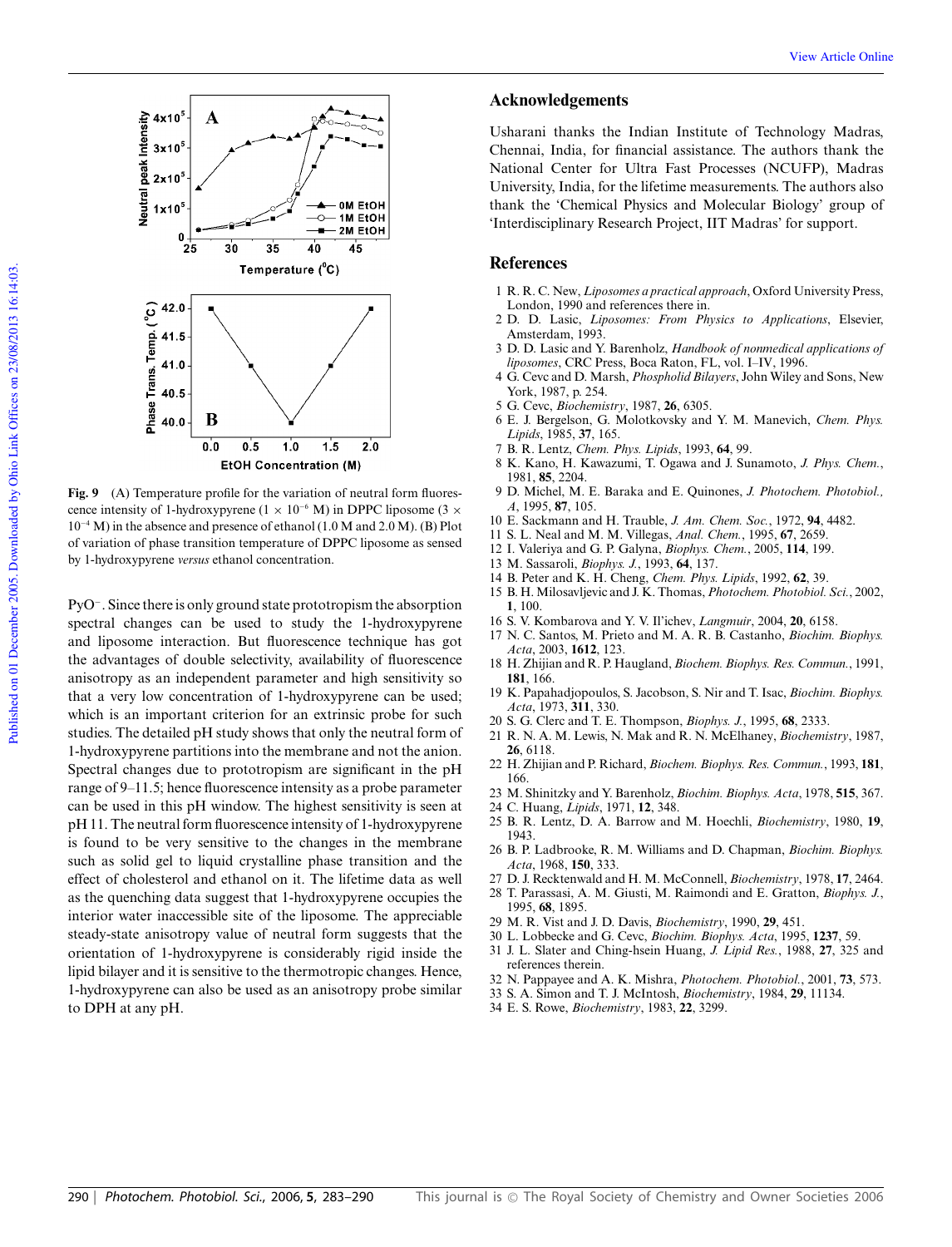A

Neutral peak Intensity

4x10^5

3x10^5

2x10^5

1x10^5

0

25 30 35 40 45

Temperature (°C)

0M EtOH

1M EtOH

2M EtOH

B

Phase Trans. Temp. (°C)

42.0

41.5

41.0

40.5

40.0

0.0 0.5 1.0 1.5 2.0

EtOH Concentration (M)

**Fig. 9** (A) Temperature profile for the variation of neutral form fluorescence intensity of 1-hydroxypyrene ($1 \times 10^{-6}$ M) in DPPC liposome ($3 \times 10^{-4}$ M) in the absence and presence of ethanol (1.0 M and 2.0 M). (B) Plot of variation of phase transition temperature of DPPC liposome as sensed by 1-hydroxypyrene *versus* ethanol concentration.

$PyO^-$. Since there is only ground state prototropism the absorption spectral changes can be used to study the 1-hydroxypyrene and liposome interaction. But fluorescence technique has got the advantages of double selectivity, availability of fluorescence anisotropy as an independent parameter and high sensitivity so that a very low concentration of 1-hydroxypyrene can be used; which is an important criterion for an extrinsic probe for such studies. The detailed pH study shows that only the neutral form of 1-hydroxypyrene partitions into the membrane and not the anion. Spectral changes due to prototropism are significant in the pH range of 9–11.5; hence fluorescence intensity as a probe parameter can be used in this pH window. The highest sensitivity is seen at pH 11. The neutral form fluorescence intensity of 1-hydroxypyrene is found to be very sensitive to the changes in the membrane such as solid gel to liquid crystalline phase transition and the effect of cholesterol and ethanol on it. The lifetime data as well as the quenching data suggest that 1-hydroxypyrene occupies the interior water inaccessible site of the liposome. The appreciable steady-state anisotropy value of neutral form suggests that the orientation of 1-hydroxypyrene is considerably rigid inside the lipid bilayer and it is sensitive to the thermotropic changes. Hence, 1-hydroxypyrene can also be used as an anisotropy probe similar to DPH at any pH.

## Acknowledgements

Usharani thanks the Indian Institute of Technology Madras, Chennai, India, for financial assistance. The authors thank the National Center for Ultra Fast Processes (NCUFP), Madras University, India, for the lifetime measurements. The authors also thank the 'Chemical Physics and Molecular Biology' group of 'Interdisciplinary Research Project, IIT Madras' for support.

## References

1. R. R. C. New, *Liposomes a practical approach*, Oxford University Press, London, 1990 and references there in.
2. D. D. Lasic, *Liposomes: From Physics to Applications*, Elsevier, Amsterdam, 1993.
3. D. D. Lasic and Y. Barenholz, *Handbook of nonmedical applications of liposomes*, CRC Press, Boca Raton, FL, vol. I–IV, 1996.
4. G. Cevc and D. Marsh, *Phospholid Bilayers*, John Wiley and Sons, New York, 1987, p. 254.
5. G. Cevc, *Biochemistry*, 1987, **26**, 6305.
6. E. J. Bergelson, G. Molotkovsky and Y. M. Manevich, *Chem. Phys. Lipids*, 1985, **37**, 165.
7. B. R. Lentz, *Chem. Phys. Lipids*, 1993, **64**, 99.
8. K. Kano, H. Kawazumi, T. Ogawa and J. Sunamoto, *J. Phys. Chem.*, 1981, **85**, 2204.
9. D. Michel, M. E. Baraka and E. Quinones, *J. Photochem. Photobiol., A*, 1995, **87**, 105.
10. E. Sackmann and H. Trauble, *J. Am. Chem. Soc.*, 1972, **94**, 4482.
11. S. L. Neal and M. M. Villegas, *Anal. Chem.*, 1995, **67**, 2659.
12. I. Valeriya and G. P. Galyna, *Biophys. Chem.*, 2005, **114**, 199.
13. M. Sassaroli, *Biophys. J.*, 1993, **64**, 137.
14. B. Peter and K. H. Cheng, *Chem. Phys. Lipids*, 1992, **62**, 39.
15. B. H. Milosavljevic and J. K. Thomas, *Photochem. Photobiol. Sci.*, 2002, **1**, 100.
16. S. V. Kombarova and Y. V. Il'ichev, *Langmuir*, 2004, **20**, 6158.
17. N. C. Santos, M. Prieto and M. A. R. B. Castanho, *Biochim. Biophys. Acta*, 2003, **1612**, 123.
18. H. Zhijian and R. P. Haugland, *Biochem. Biophys. Res. Commun.*, 1991, **181**, 166.
19. K. Papahadjopoulos, S. Jacobson, S. Nir and T. Isac, *Biochim. Biophys. Acta*, 1973, **311**, 330.
20. S. G. Clerc and T. E. Thompson, *Biophys. J.*, 1995, **68**, 2333.
21. R. N. A. M. Lewis, N. Mak and R. N. McElhaney, *Biochemistry*, 1987, **26**, 6118.
22. H. Zhijian and P. Richard, *Biochem. Biophys. Res. Commun.*, 1993, **181**, 166.
23. M. Shinitzky and Y. Barenholz, *Biochim. Biophys. Acta*, 1978, **515**, 367.
24. C. Huang, *Lipids*, 1971, **12**, 348.
25. B. R. Lentz, D. A. Barrow and M. Hoechli, *Biochemistry*, 1980, **19**, 1943.
26. B. P. Ladbrooke, R. M. Williams and D. Chapman, *Biochim. Biophys. Acta*, 1968, **150**, 333.
27. D. J. Recktenwald and H. M. McConnell, *Biochemistry*, 1978, **17**, 2464.
28. T. Parassazi, A. M. Giusti, M. Raimondi and E. Gratton, *Biophys. J.*, 1995, **68**, 1895.
29. M. R. Vist and J. D. Davis, *Biochemistry*, 1990, **29**, 451.
30. L. Lobbecke and G. Cevc, *Biochim. Biophys. Acta*, 1995, **1237**, 59.
31. J. L. Slater and Ching-hsein Huang, *J. Lipid Res.*, 1988, **27**, 325 and references therein.
32. N. Pappayee and A. K. Mishra, *Photochem. Photobiol.*, 2001, **73**, 573.
33. S. A. Simon and T. J. McIntosh, *Biochemistry*, 1984, **29**, 11134.
34. E. S. Rowe, *Biochemistry*, 1983, **22**, 3299.